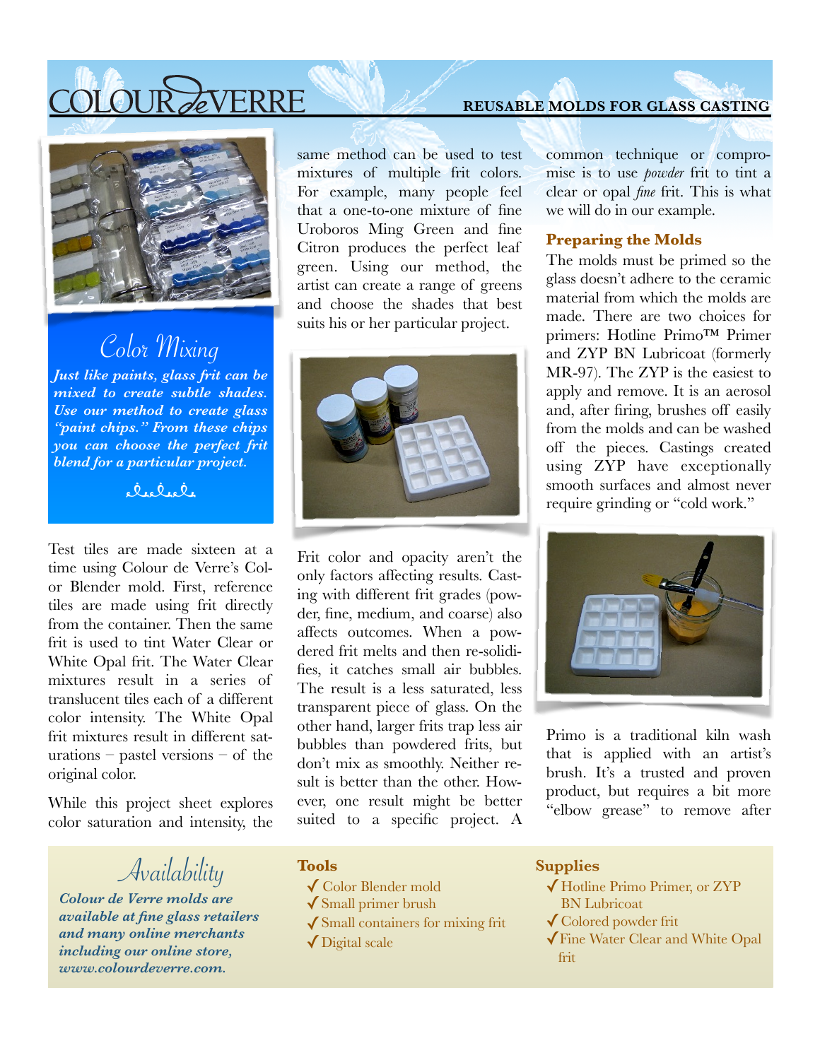# COLOUR de VERRE

**REUSABLE MOLDS FOR GLASS CASTING**

## Color Mixing

***Just like paints, glass frit can be mixed to create subtle shades. Use our method to create glass "paint chips." From these chips you can choose the perfect frit blend for a particular project.***

Test tiles are made sixteen at a time using Colour de Verre's Color Blender mold. First, reference tiles are made using frit directly from the container. Then the same frit is used to tint Water Clear or White Opal frit. The Water Clear mixtures result in a series of translucent tiles each of a different color intensity. The White Opal frit mixtures result in different saturations – pastel versions – of the original color.

While this project sheet explores color saturation and intensity, the same method can be used to test mixtures of multiple frit colors. For example, many people feel that a one-to-one mixture of fine Uroboros Ming Green and fine Citron produces the perfect leaf green. Using our method, the artist can create a range of greens and choose the shades that best suits his or her particular project.

Frit color and opacity aren't the only factors affecting results. Casting with different frit grades (powder, fine, medium, and coarse) also affects outcomes. When a powdered frit melts and then re-solidifies, it catches small air bubbles. The result is a less saturated, less transparent piece of glass. On the other hand, larger frits trap less air bubbles than powdered frits, but don't mix as smoothly. Neither result is better than the other. However, one result might be better suited to a specific project. A common technique or compromise is to use *powder* frit to tint a clear or opal *fine* frit. This is what we will do in our example.

### Preparing the Molds

The molds must be primed so the glass doesn't adhere to the ceramic material from which the molds are made. There are two choices for primers: Hotline Primo™ Primer and ZYP BN Lubricoat (formerly MR-97). The ZYP is the easiest to apply and remove. It is an aerosol and, after firing, brushes off easily from the molds and can be washed off the pieces. Castings created using ZYP have exceptionally smooth surfaces and almost never require grinding or "cold work."

Primo is a traditional kiln wash that is applied with an artist's brush. It's a trusted and proven product, but requires a bit more "elbow grease" to remove after

## Availability

***Colour de Verre molds are available at fine glass retailers and many online merchants including our online store, www.colourdeverre.com.***

### Tools

- ✓ Color Blender mold
- ✓ Small primer brush
- ✓ Small containers for mixing frit
- ✓ Digital scale

### Supplies

- ✓ Hotline Primo Primer, or ZYP BN Lubricoat
- ✓ Colored powder frit
- ✓ Fine Water Clear and White Opal frit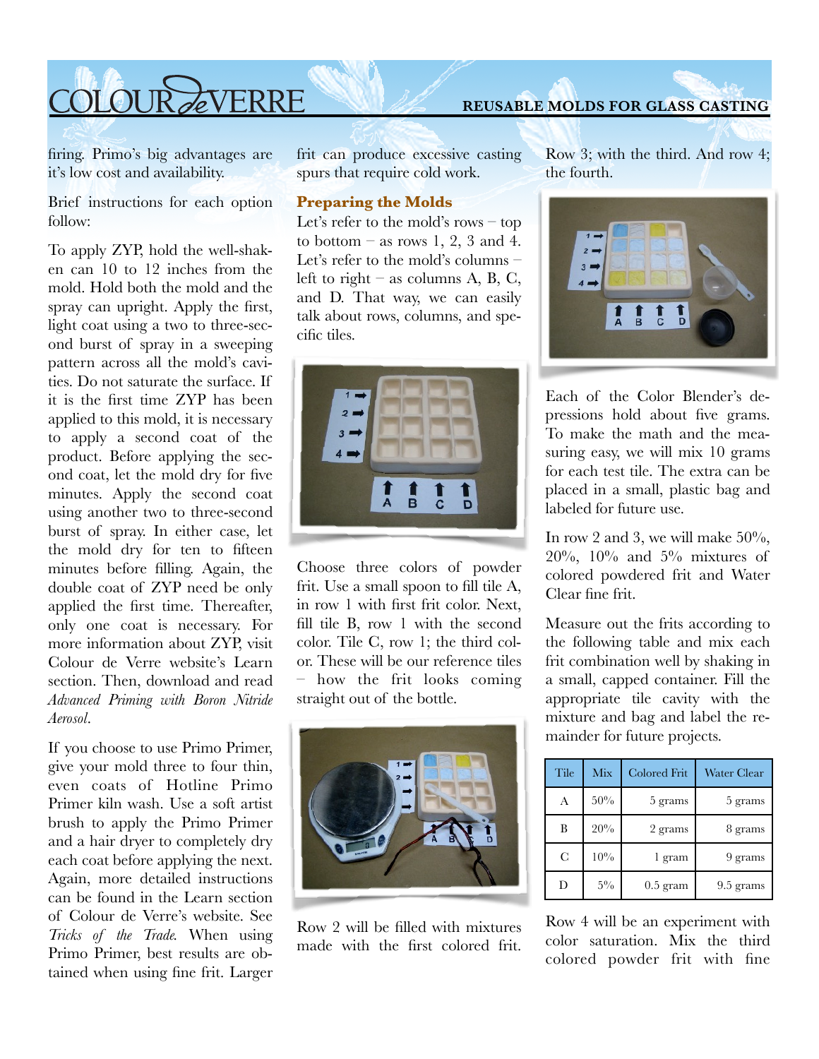firing. Primo's big advantages are it's low cost and availability.

Brief instructions for each option follow:

To apply ZYP, hold the well-shaken can 10 to 12 inches from the mold. Hold both the mold and the spray can upright. Apply the first, light coat using a two to three-second burst of spray in a sweeping pattern across all the mold's cavities. Do not saturate the surface. If it is the first time ZYP has been applied to this mold, it is necessary to apply a second coat of the product. Before applying the second coat, let the mold dry for five minutes. Apply the second coat using another two to three-second burst of spray. In either case, let the mold dry for ten to fifteen minutes before filling. Again, the double coat of ZYP need be only applied the first time. Thereafter, only one coat is necessary. For more information about ZYP, visit Colour de Verre website's Learn section. Then, download and read *Advanced Priming with Boron Nitride Aerosol*.

If you choose to use Primo Primer, give your mold three to four thin, even coats of Hotline Primo Primer kiln wash. Use a soft artist brush to apply the Primo Primer and a hair dryer to completely dry each coat before applying the next. Again, more detailed instructions can be found in the Learn section of Colour de Verre's website. See *Tricks of the Trade.* When using Primo Primer, best results are obtained when using fine frit. Larger frit can produce excessive casting spurs that require cold work.

## Preparing the Molds

Let's refer to the mold's rows – top to bottom – as rows 1, 2, 3 and 4. Let's refer to the mold's columns – left to right – as columns A, B, C, and D. That way, we can easily talk about rows, columns, and specific tiles.

Choose three colors of powder frit. Use a small spoon to fill tile A, in row 1 with first frit color. Next, fill tile B, row 1 with the second color. Tile C, row 1; the third color. These will be our reference tiles – how the frit looks coming straight out of the bottle.

Row 2 will be filled with mixtures made with the first colored frit. Row 3; with the third. And row 4; the fourth.

Each of the Color Blender's depressions hold about five grams. To make the math and the measuring easy, we will mix 10 grams for each test tile. The extra can be placed in a small, plastic bag and labeled for future use.

In row 2 and 3, we will make 50%, 20%, 10% and 5% mixtures of colored powdered frit and Water Clear fine frit.

Measure out the frits according to the following table and mix each frit combination well by shaking in a small, capped container. Fill the appropriate tile cavity with the mixture and bag and label the remainder for future projects.

| Tile | Mix | Colored Frit | Water Clear |
|---|---|---|---|
| A | 50% | 5 grams | 5 grams |
| B | 20% | 2 grams | 8 grams |
| C | 10% | 1 gram | 9 grams |
| D | 5% | 0.5 gram | 9.5 grams |

Row 4 will be an experiment with color saturation. Mix the third colored powder frit with fine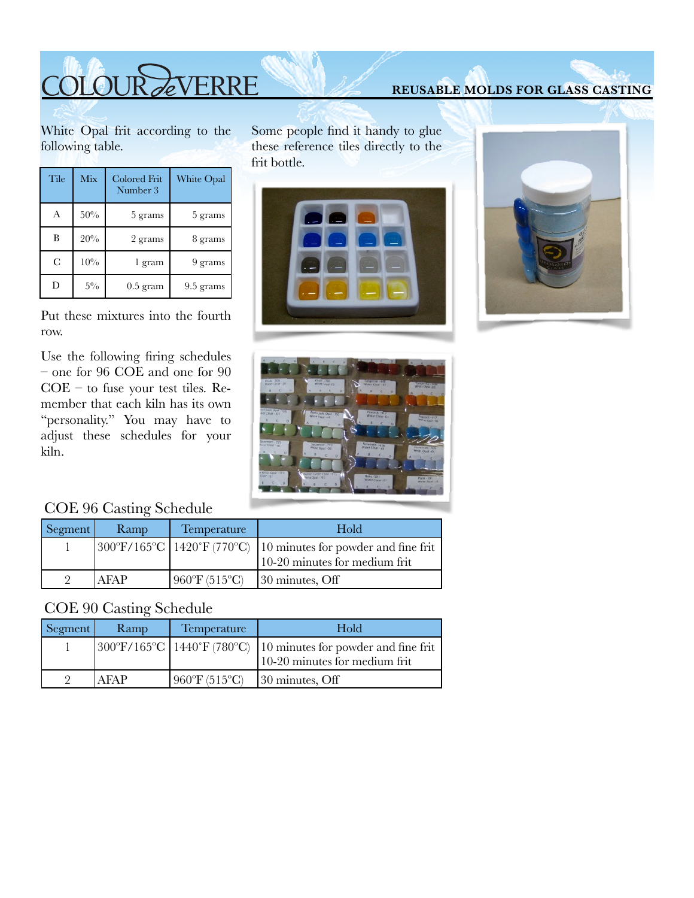White Opal frit according to the following table.

| Tile | Mix | Colored Frit Number 3 | White Opal |
|---|---|---|---|
| A | 50% | 5 grams | 5 grams |
| B | 20% | 2 grams | 8 grams |
| C | 10% | 1 gram | 9 grams |
| D | 5% | 0.5 gram | 9.5 grams |

Put these mixtures into the fourth row.

Use the following firing schedules – one for 96 COE and one for 90 COE – to fuse your test tiles. Remember that each kiln has its own “personality.” You may have to adjust these schedules for your kiln.

Some people find it handy to glue these reference tiles directly to the frit bottle.

## COE 96 Casting Schedule

| Segment | Ramp | Temperature | Hold |
|---|---|---|---|
| 1 | 300°F/165°C | 1420°F (770°C) | 10 minutes for powder and fine frit<br>10-20 minutes for medium frit |
| 2 | AFAP | 960°F (515°C) | 30 minutes, Off |

## COE 90 Casting Schedule

| Segment | Ramp | Temperature | Hold |
|---|---|---|---|
| 1 | 300°F/165°C | 1440°F (780°C) | 10 minutes for powder and fine frit<br>10-20 minutes for medium frit |
| 2 | AFAP | 960°F (515°C) | 30 minutes, Off |